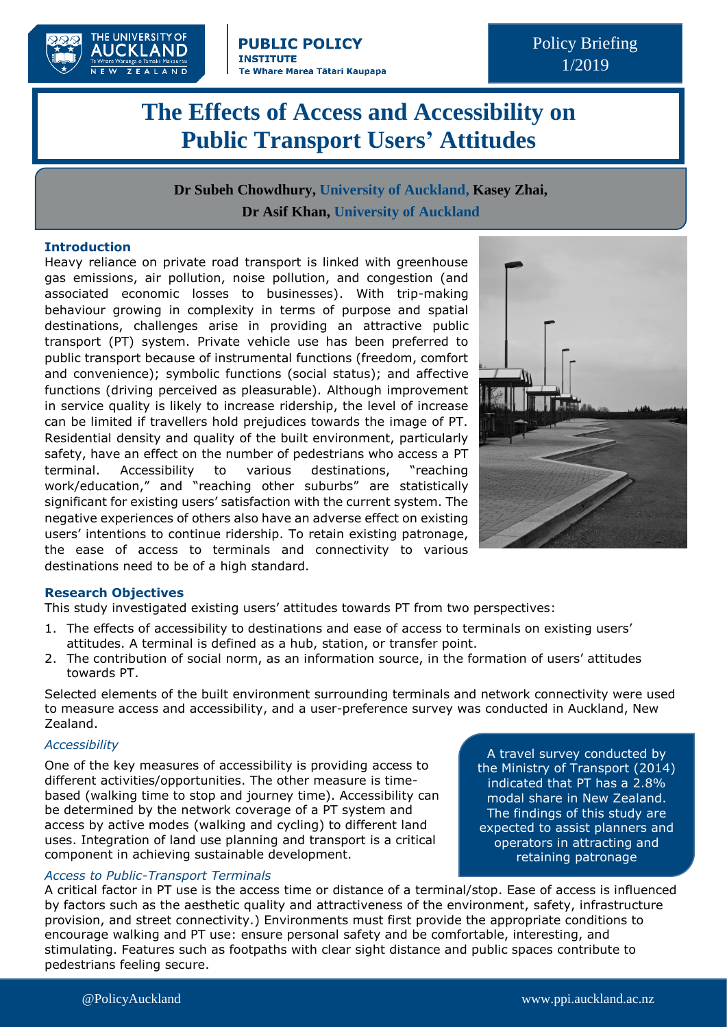# The Effects of Access and Accessibility on Public Transport Users' Attitudes

**Dr Subeh Chowdhury, University of Auckland, Kasey Zhai,**
**Dr Asif Khan, University of Auckland**

## Introduction

Heavy reliance on private road transport is linked with greenhouse gas emissions, air pollution, noise pollution, and congestion (and associated economic losses to businesses). With trip-making behaviour growing in complexity in terms of purpose and spatial destinations, challenges arise in providing an attractive public transport (PT) system. Private vehicle use has been preferred to public transport because of instrumental functions (freedom, comfort and convenience); symbolic functions (social status); and affective functions (driving perceived as pleasurable). Although improvement in service quality is likely to increase ridership, the level of increase can be limited if travellers hold prejudices towards the image of PT. Residential density and quality of the built environment, particularly safety, have an effect on the number of pedestrians who access a PT terminal. Accessibility to various destinations, "reaching work/education," and "reaching other suburbs" are statistically significant for existing users' satisfaction with the current system. The negative experiences of others also have an adverse effect on existing users' intentions to continue ridership. To retain existing patronage, the ease of access to terminals and connectivity to various destinations need to be of a high standard.

## Research Objectives

This study investigated existing users' attitudes towards PT from two perspectives:

1. The effects of accessibility to destinations and ease of access to terminals on existing users' attitudes. A terminal is defined as a hub, station, or transfer point.
2. The contribution of social norm, as an information source, in the formation of users' attitudes towards PT.

Selected elements of the built environment surrounding terminals and network connectivity were used to measure access and accessibility, and a user-preference survey was conducted in Auckland, New Zealand.

### *Accessibility*

One of the key measures of accessibility is providing access to different activities/opportunities. The other measure is time-based (walking time to stop and journey time). Accessibility can be determined by the network coverage of a PT system and access by active modes (walking and cycling) to different land uses. Integration of land use planning and transport is a critical component in achieving sustainable development.

A travel survey conducted by the Ministry of Transport (2014) indicated that PT has a 2.8% modal share in New Zealand. The findings of this study are expected to assist planners and operators in attracting and retaining patronage

### *Access to Public-Transport Terminals*

A critical factor in PT use is the access time or distance of a terminal/stop. Ease of access is influenced by factors such as the aesthetic quality and attractiveness of the environment, safety, infrastructure provision, and street connectivity.) Environments must first provide the appropriate conditions to encourage walking and PT use: ensure personal safety and be comfortable, interesting, and stimulating. Features such as footpaths with clear sight distance and public spaces contribute to pedestrians feeling secure.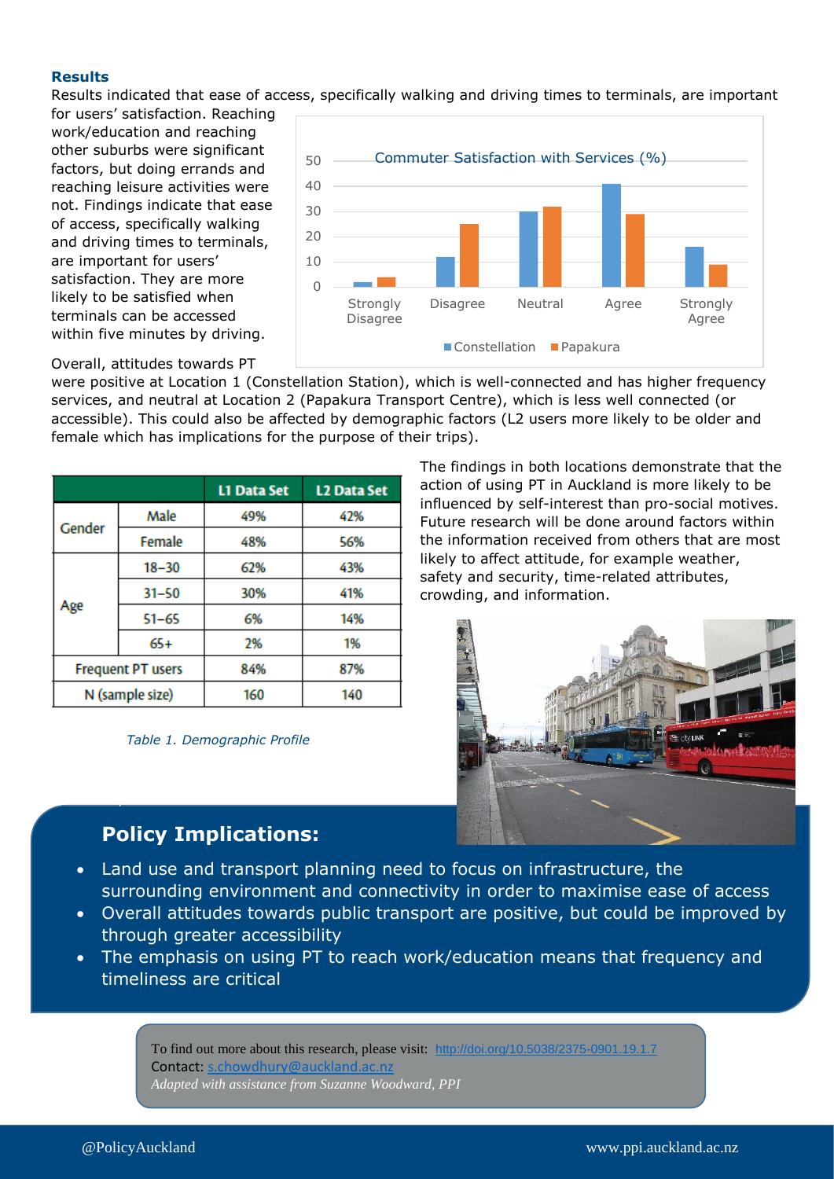**Results**

Results indicated that ease of access, specifically walking and driving times to terminals, are important for users' satisfaction. Reaching work/education and reaching other suburbs were significant factors, but doing errands and reaching leisure activities were not. Findings indicate that ease of access, specifically walking and driving times to terminals, are important for users' satisfaction. They are more likely to be satisfied when terminals can be accessed within five minutes by driving.

Commuter Satisfaction with Services (%)

50
40
30
20
10
0

Strongly Disagree
Disagree
Neutral
Agree
Strongly Agree

Constellation
Papakura

Overall, attitudes towards PT were positive at Location 1 (Constellation Station), which is well-connected and has higher frequency services, and neutral at Location 2 (Papakura Transport Centre), which is less well connected (or accessible). This could also be affected by demographic factors (L2 users more likely to be older and female which has implications for the purpose of their trips).

| | | L1 Data Set | L2 Data Set |
|---|---|---|---|
| Gender | Male | 49% | 42% |
| | Female | 48% | 56% |
| Age | 18–30 | 62% | 43% |
| | 31–50 | 30% | 41% |
| | 51–65 | 6% | 14% |
| | 65+ | 2% | 1% |
| Frequent PT users | | 84% | 87% |
| N (sample size) | | 160 | 140 |

*Table 1. Demographic Profile*

The findings in both locations demonstrate that the action of using PT in Auckland is more likely to be influenced by self-interest than pro-social motives. Future research will be done around factors within the information received from others that are most likely to affect attitude, for example weather, safety and security, time-related attributes, crowding, and information.

## Policy Implications:

- Land use and transport planning need to focus on infrastructure, the surrounding environment and connectivity in order to maximise ease of access
- Overall attitudes towards public transport are positive, but could be improved by through greater accessibility
- The emphasis on using PT to reach work/education means that frequency and timeliness are critical

To find out more about this research, please visit: http://doi.org/10.5038/2375-0901.19.1.7
Contact: s.chowdhury@auckland.ac.nz
*Adapted with assistance from Suzanne Woodward, PPI*

@PolicyAuckland
www.ppi.auckland.ac.nz